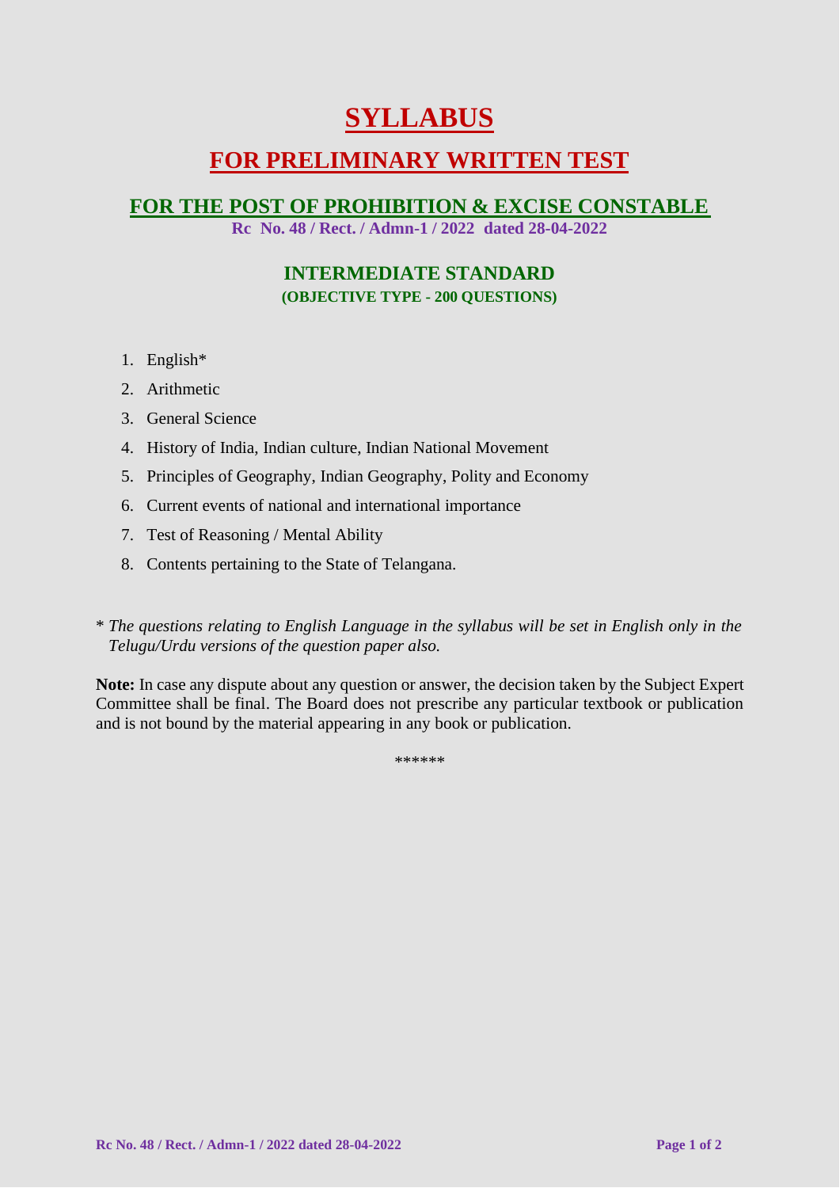# SYLLABUS

## FOR PRELIMINARY WRITTEN TEST

### FOR THE POST OF PROHIBITION & EXCISE CONSTABLE

**Rc No. 48 / Rect. / Admn-1 / 2022 dated 28-04-2022**

### INTERMEDIATE STANDARD

**(OBJECTIVE TYPE - 200 QUESTIONS)**

1. English*
2. Arithmetic
3. General Science
4. History of India, Indian culture, Indian National Movement
5. Principles of Geography, Indian Geography, Polity and Economy
6. Current events of national and international importance
7. Test of Reasoning / Mental Ability
8. Contents pertaining to the State of Telangana.

\* *The questions relating to English Language in the syllabus will be set in English only in the Telugu/Urdu versions of the question paper also.*

**Note:** In case any dispute about any question or answer, the decision taken by the Subject Expert Committee shall be final. The Board does not prescribe any particular textbook or publication and is not bound by the material appearing in any book or publication.

******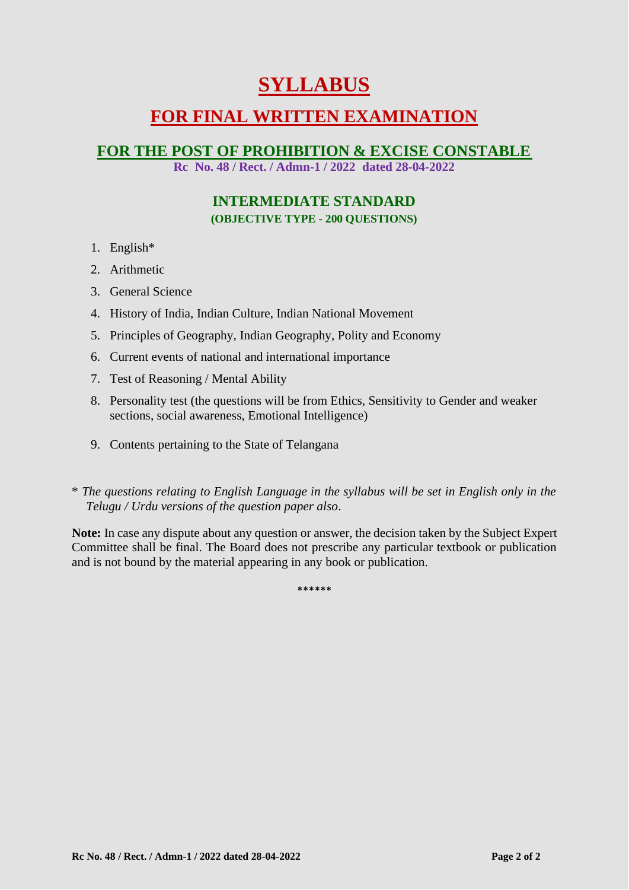# SYLLABUS

## FOR FINAL WRITTEN EXAMINATION

### FOR THE POST OF PROHIBITION & EXCISE CONSTABLE

**Rc No. 48 / Rect. / Admn-1 / 2022 dated 28-04-2022**

### INTERMEDIATE STANDARD

**(OBJECTIVE TYPE - 200 QUESTIONS)**

1. English*
2. Arithmetic
3. General Science
4. History of India, Indian Culture, Indian National Movement
5. Principles of Geography, Indian Geography, Polity and Economy
6. Current events of national and international importance
7. Test of Reasoning / Mental Ability
8. Personality test (the questions will be from Ethics, Sensitivity to Gender and weaker sections, social awareness, Emotional Intelligence)
9. Contents pertaining to the State of Telangana

\* *The questions relating to English Language in the syllabus will be set in English only in the Telugu / Urdu versions of the question paper also*.

**Note:** In case any dispute about any question or answer, the decision taken by the Subject Expert Committee shall be final. The Board does not prescribe any particular textbook or publication and is not bound by the material appearing in any book or publication.

******